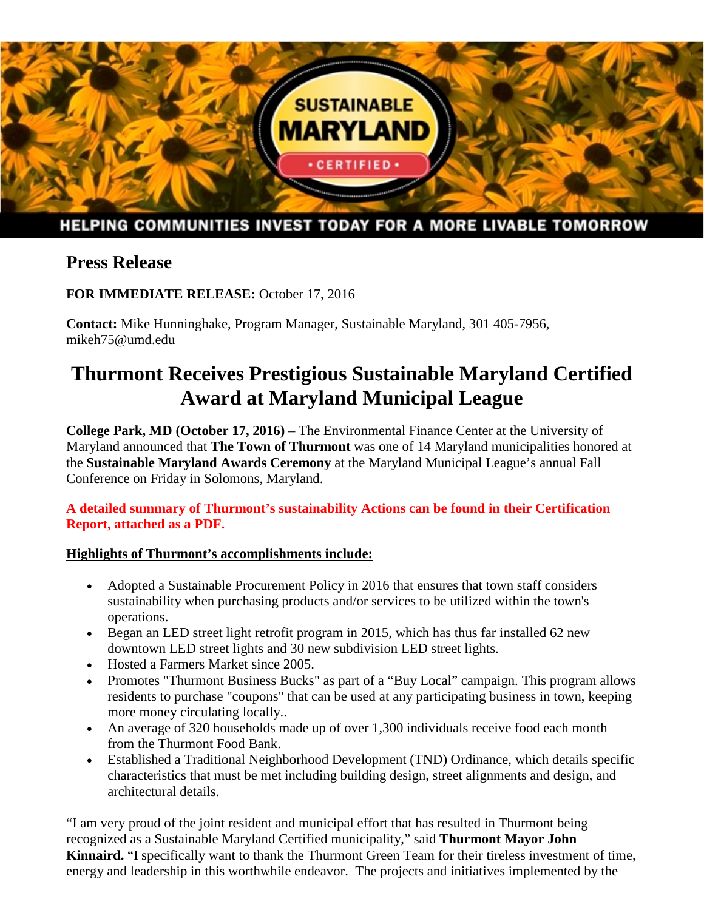SUSTAINABLE MARYLAND • CERTIFIED •

HELPING COMMUNITIES INVEST TODAY FOR A MORE LIVABLE TOMORROW

## Press Release

**FOR IMMEDIATE RELEASE:** October 17, 2016

**Contact:** Mike Hunninghake, Program Manager, Sustainable Maryland, 301 405-7956, mikeh75@umd.edu

# Thurmont Receives Prestigious Sustainable Maryland Certified Award at Maryland Municipal League

**College Park, MD (October 17, 2016)** – The Environmental Finance Center at the University of Maryland announced that **The Town of Thurmont** was one of 14 Maryland municipalities honored at the **Sustainable Maryland Awards Ceremony** at the Maryland Municipal League's annual Fall Conference on Friday in Solomons, Maryland.

**A detailed summary of Thurmont's sustainability Actions can be found in their Certification Report, attached as a PDF.**

**Highlights of Thurmont's accomplishments include:**

- Adopted a Sustainable Procurement Policy in 2016 that ensures that town staff considers sustainability when purchasing products and/or services to be utilized within the town's operations.
- Began an LED street light retrofit program in 2015, which has thus far installed 62 new downtown LED street lights and 30 new subdivision LED street lights.
- Hosted a Farmers Market since 2005.
- Promotes "Thurmont Business Bucks" as part of a "Buy Local" campaign. This program allows residents to purchase "coupons" that can be used at any participating business in town, keeping more money circulating locally..
- An average of 320 households made up of over 1,300 individuals receive food each month from the Thurmont Food Bank.
- Established a Traditional Neighborhood Development (TND) Ordinance, which details specific characteristics that must be met including building design, street alignments and design, and architectural details.

"I am very proud of the joint resident and municipal effort that has resulted in Thurmont being recognized as a Sustainable Maryland Certified municipality," said **Thurmont Mayor John Kinnaird.** "I specifically want to thank the Thurmont Green Team for their tireless investment of time, energy and leadership in this worthwhile endeavor. The projects and initiatives implemented by the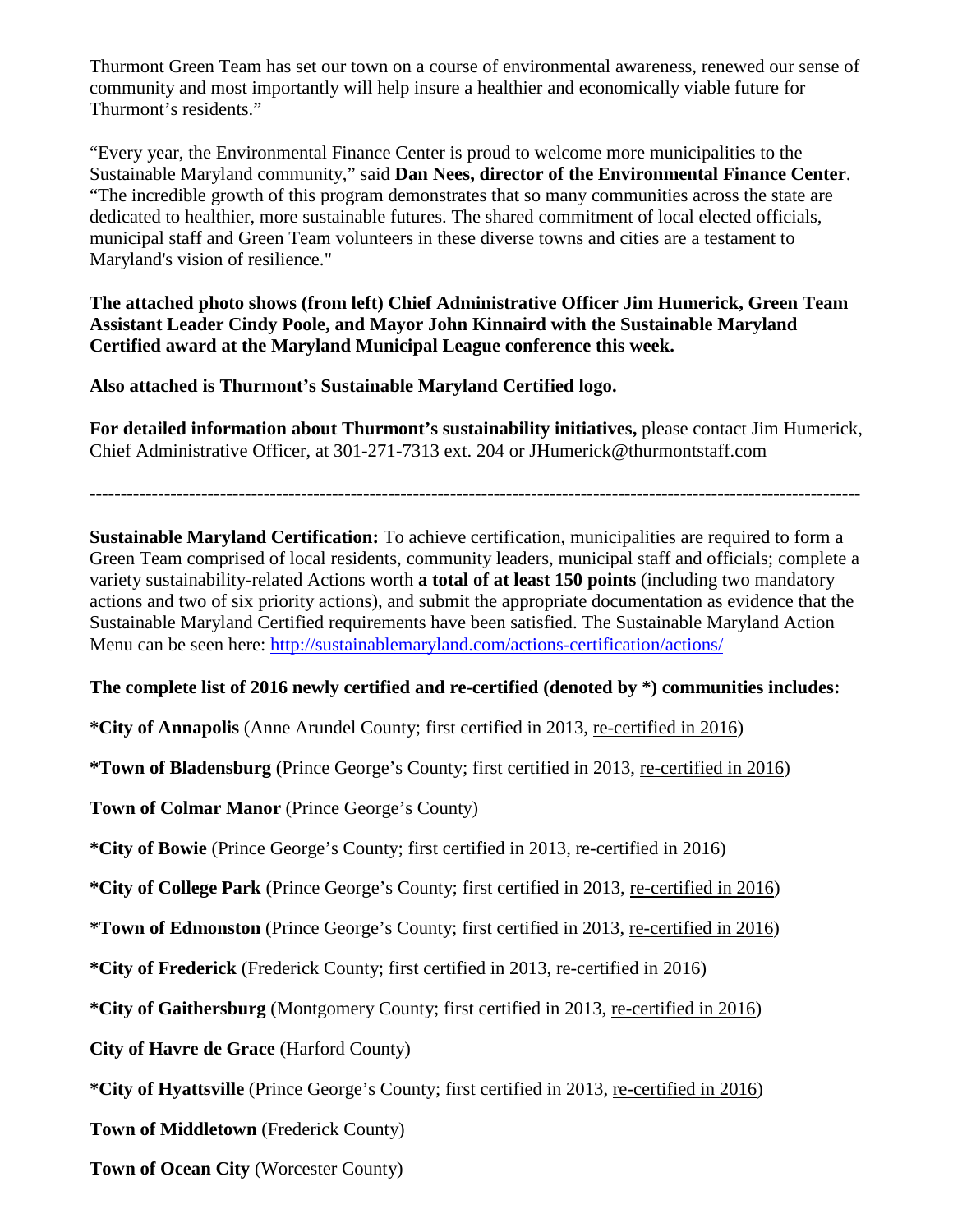Thurmont Green Team has set our town on a course of environmental awareness, renewed our sense of community and most importantly will help insure a healthier and economically viable future for Thurmont's residents."

"Every year, the Environmental Finance Center is proud to welcome more municipalities to the Sustainable Maryland community," said **Dan Nees, director of the Environmental Finance Center**. "The incredible growth of this program demonstrates that so many communities across the state are dedicated to healthier, more sustainable futures. The shared commitment of local elected officials, municipal staff and Green Team volunteers in these diverse towns and cities are a testament to Maryland's vision of resilience."

**The attached photo shows (from left) Chief Administrative Officer Jim Humerick, Green Team Assistant Leader Cindy Poole, and Mayor John Kinnaird with the Sustainable Maryland Certified award at the Maryland Municipal League conference this week.**

**Also attached is Thurmont's Sustainable Maryland Certified logo.**

**For detailed information about Thurmont's sustainability initiatives,** please contact Jim Humerick, Chief Administrative Officer, at 301-271-7313 ext. 204 or JHumerick@thurmontstaff.com

---

**Sustainable Maryland Certification:** To achieve certification, municipalities are required to form a Green Team comprised of local residents, community leaders, municipal staff and officials; complete a variety sustainability-related Actions worth **a total of at least 150 points** (including two mandatory actions and two of six priority actions), and submit the appropriate documentation as evidence that the Sustainable Maryland Certified requirements have been satisfied. The Sustainable Maryland Action Menu can be seen here: http://sustainablemaryland.com/actions-certification/actions/

**The complete list of 2016 newly certified and re-certified (denoted by *) communities includes:**

***City of Annapolis** (Anne Arundel County; first certified in 2013, re-certified in 2016)

***Town of Bladensburg** (Prince George's County; first certified in 2013, re-certified in 2016)

**Town of Colmar Manor** (Prince George's County)

***City of Bowie** (Prince George's County; first certified in 2013, re-certified in 2016)

***City of College Park** (Prince George's County; first certified in 2013, re-certified in 2016)

***Town of Edmonston** (Prince George's County; first certified in 2013, re-certified in 2016)

***City of Frederick** (Frederick County; first certified in 2013, re-certified in 2016)

***City of Gaithersburg** (Montgomery County; first certified in 2013, re-certified in 2016)

**City of Havre de Grace** (Harford County)

***City of Hyattsville** (Prince George's County; first certified in 2013, re-certified in 2016)

**Town of Middletown** (Frederick County)

**Town of Ocean City** (Worcester County)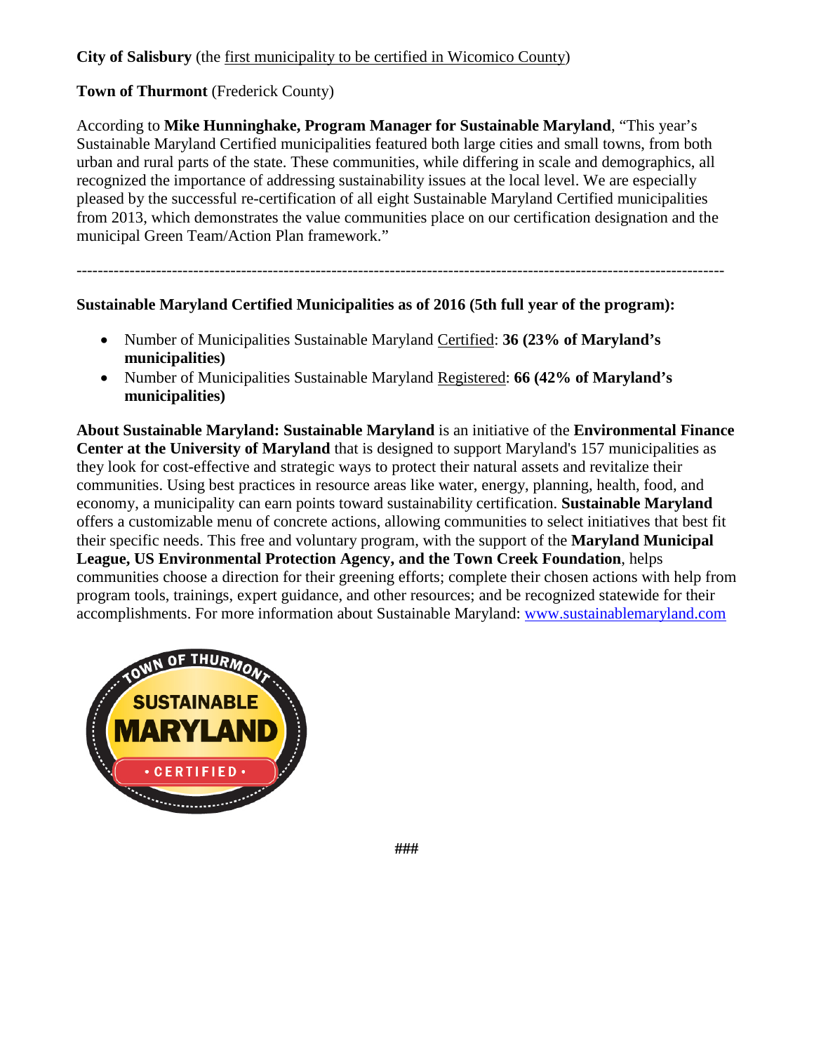**City of Salisbury** (the first municipality to be certified in Wicomico County)

**Town of Thurmont** (Frederick County)

According to **Mike Hunninghake, Program Manager for Sustainable Maryland**, "This year's Sustainable Maryland Certified municipalities featured both large cities and small towns, from both urban and rural parts of the state. These communities, while differing in scale and demographics, all recognized the importance of addressing sustainability issues at the local level. We are especially pleased by the successful re-certification of all eight Sustainable Maryland Certified municipalities from 2013, which demonstrates the value communities place on our certification designation and the municipal Green Team/Action Plan framework."

---

**Sustainable Maryland Certified Municipalities as of 2016 (5th full year of the program):**

- Number of Municipalities Sustainable Maryland Certified: **36 (23% of Maryland's municipalities)**
- Number of Municipalities Sustainable Maryland Registered: **66 (42% of Maryland's municipalities)**

**About Sustainable Maryland: Sustainable Maryland** is an initiative of the **Environmental Finance Center at the University of Maryland** that is designed to support Maryland's 157 municipalities as they look for cost-effective and strategic ways to protect their natural assets and revitalize their communities. Using best practices in resource areas like water, energy, planning, health, food, and economy, a municipality can earn points toward sustainability certification. **Sustainable Maryland** offers a customizable menu of concrete actions, allowing communities to select initiatives that best fit their specific needs. This free and voluntary program, with the support of the **Maryland Municipal League, US Environmental Protection Agency, and the Town Creek Foundation**, helps communities choose a direction for their greening efforts; complete their chosen actions with help from program tools, trainings, expert guidance, and other resources; and be recognized statewide for their accomplishments. For more information about Sustainable Maryland: www.sustainablemaryland.com

TOWN OF THURMONT
SUSTAINABLE
MARYLAND
• CERTIFIED •

###